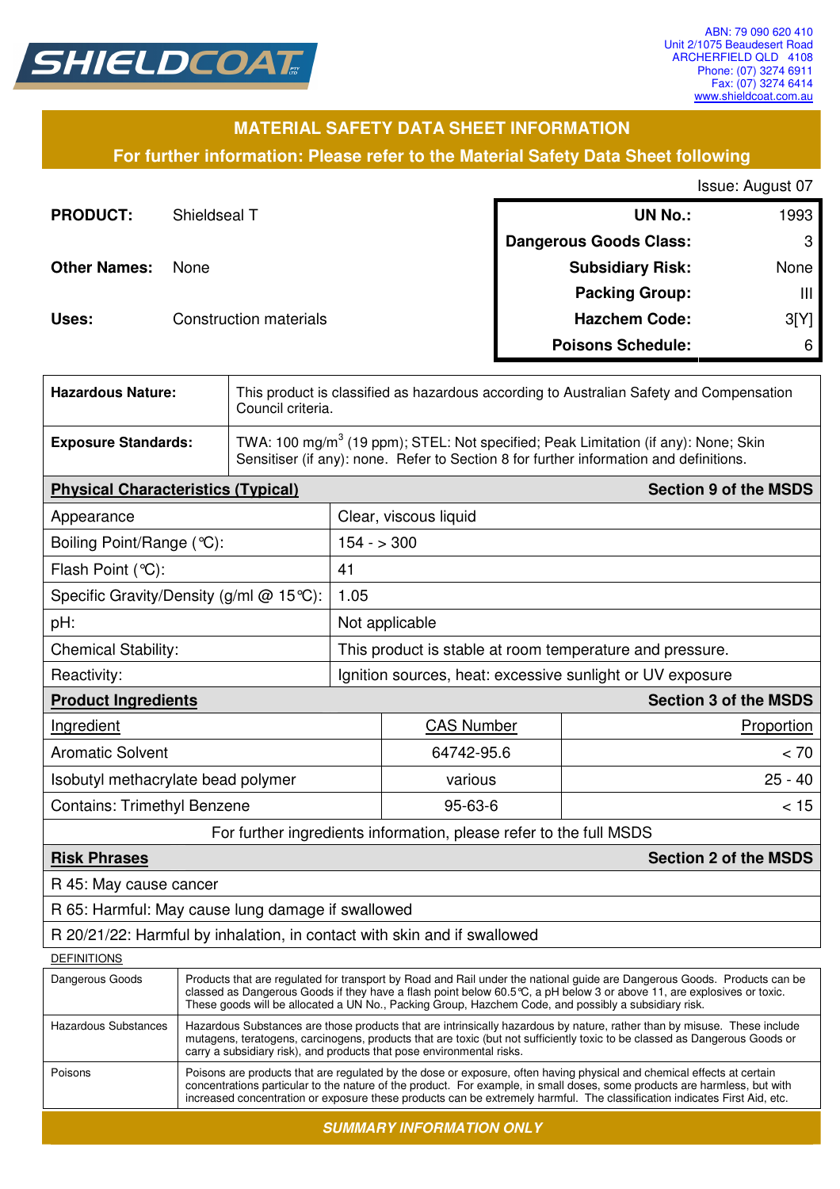SHIELDCOAT

ABN: 79 090 620 410
Unit 2/1075 Beaudesert Road
ARCHERFIELD QLD 4108
Phone: (07) 3274 6911
Fax: (07) 3274 6414
www.shieldcoat.com.au

## MATERIAL SAFETY DATA SHEET INFORMATION

**For further information: Please refer to the Material Safety Data Sheet following**

Issue: August 07

**PRODUCT:** Shieldseal T

**Other Names:** None

**Uses:** Construction materials

| | |
|---|---|
| **UN No.:** | 1993 |
| **Dangerous Goods Class:** | 3 |
| **Subsidiary Risk:** | None |
| **Packing Group:** | III |
| **Hazchem Code:** | 3[Y] |
| **Poisons Schedule:** | 6 |

| | |
|---|---|
| **Hazardous Nature:** | This product is classified as hazardous according to Australian Safety and Compensation Council criteria. |
| **Exposure Standards:** | TWA: 100 mg/m$^3$ (19 ppm); STEL: Not specified; Peak Limitation (if any): None; Skin Sensitiser (if any): none. Refer to Section 8 for further information and definitions. |

| **Physical Characteristics (Typical)** | **Section 9 of the MSDS** |
|---|---|
| Appearance | Clear, viscous liquid |
| Boiling Point/Range (℃): | 154 - > 300 |
| Flash Point (℃): | 41 |
| Specific Gravity/Density (g/ml @ 15℃): | 1.05 |
| pH: | Not applicable |
| Chemical Stability: | This product is stable at room temperature and pressure. |
| Reactivity: | Ignition sources, heat: excessive sunlight or UV exposure |

**Product Ingredients** — **Section 3 of the MSDS**

| Ingredient | CAS Number | Proportion |
|---|---|---|
| Aromatic Solvent | 64742-95.6 | < 70 |
| Isobutyl methacrylate bead polymer | various | 25 - 40 |
| Contains: Trimethyl Benzene | 95-63-6 | < 15 |

For further ingredients information, please refer to the full MSDS

**Risk Phrases** — **Section 2 of the MSDS**

- R 45: May cause cancer
- R 65: Harmful: May cause lung damage if swallowed
- R 20/21/22: Harmful by inhalation, in contact with skin and if swallowed

DEFINITIONS

| | |
|---|---|
| Dangerous Goods | Products that are regulated for transport by Road and Rail under the national guide are Dangerous Goods. Products can be classed as Dangerous Goods if they have a flash point below 60.5℃, a pH below 3 or above 11, are explosives or toxic. These goods will be allocated a UN No., Packing Group, Hazchem Code, and possibly a subsidiary risk. |
| Hazardous Substances | Hazardous Substances are those products that are intrinsically hazardous by nature, rather than by misuse. These include mutagens, teratogens, carcinogens, products that are toxic (but not sufficiently toxic to be classed as Dangerous Goods or carry a subsidiary risk), and products that pose environmental risks. |
| Poisons | Poisons are products that are regulated by the dose or exposure, often having physical and chemical effects at certain concentrations particular to the nature of the product. For example, in small doses, some products are harmless, but with increased concentration or exposure these products can be extremely harmful. The classification indicates First Aid, etc. |

***SUMMARY INFORMATION ONLY***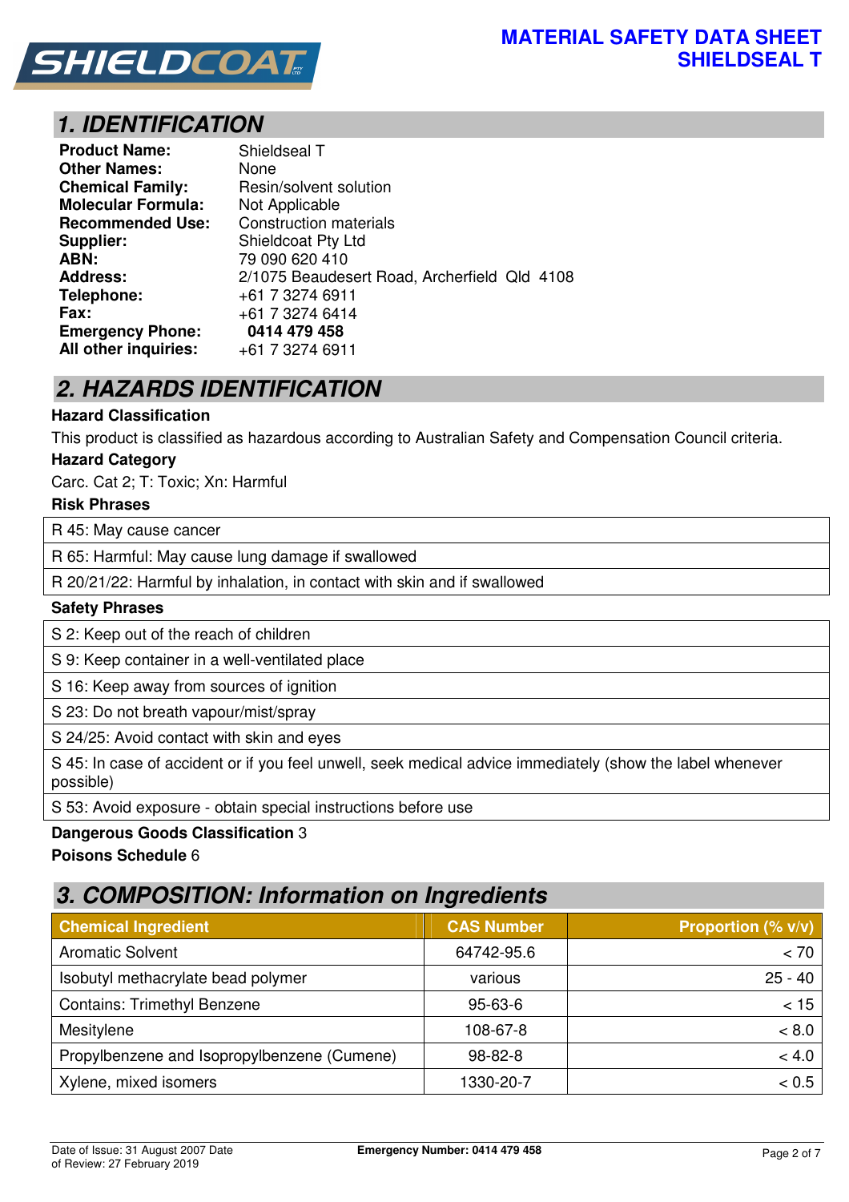# MATERIAL SAFETY DATA SHEET
# SHIELDSEAL T

## 1. IDENTIFICATION

| | |
|---|---|
| **Product Name:** | Shieldseal T |
| **Other Names:** | None |
| **Chemical Family:** | Resin/solvent solution |
| **Molecular Formula:** | Not Applicable |
| **Recommended Use:** | Construction materials |
| **Supplier:** | Shieldcoat Pty Ltd |
| **ABN:** | 79 090 620 410 |
| **Address:** | 2/1075 Beaudesert Road, Archerfield Qld 4108 |
| **Telephone:** | +61 7 3274 6911 |
| **Fax:** | +61 7 3274 6414 |
| **Emergency Phone:** | **0414 479 458** |
| **All other inquiries:** | +61 7 3274 6911 |

## 2. HAZARDS IDENTIFICATION

**Hazard Classification**

This product is classified as hazardous according to Australian Safety and Compensation Council criteria.

**Hazard Category**

Carc. Cat 2; T: Toxic; Xn: Harmful

**Risk Phrases**

| |
|---|
| R 45: May cause cancer |
| R 65: Harmful: May cause lung damage if swallowed |
| R 20/21/22: Harmful by inhalation, in contact with skin and if swallowed |

**Safety Phrases**

| |
|---|
| S 2: Keep out of the reach of children |
| S 9: Keep container in a well-ventilated place |
| S 16: Keep away from sources of ignition |
| S 23: Do not breath vapour/mist/spray |
| S 24/25: Avoid contact with skin and eyes |
| S 45: In case of accident or if you feel unwell, seek medical advice immediately (show the label whenever possible) |
| S 53: Avoid exposure - obtain special instructions before use |

**Dangerous Goods Classification** 3

**Poisons Schedule** 6

## 3. COMPOSITION: Information on Ingredients

| Chemical Ingredient | CAS Number | Proportion (% v/v) |
|---|---|---|
| Aromatic Solvent | 64742-95.6 | < 70 |
| Isobutyl methacrylate bead polymer | various | 25 - 40 |
| Contains: Trimethyl Benzene | 95-63-6 | < 15 |
| Mesitylene | 108-67-8 | < 8.0 |
| Propylbenzene and Isopropylbenzene (Cumene) | 98-82-8 | < 4.0 |
| Xylene, mixed isomers | 1330-20-7 | < 0.5 |

Date of Issue: 31 August 2007 Date of Review: 27 February 2019

**Emergency Number: 0414 479 458**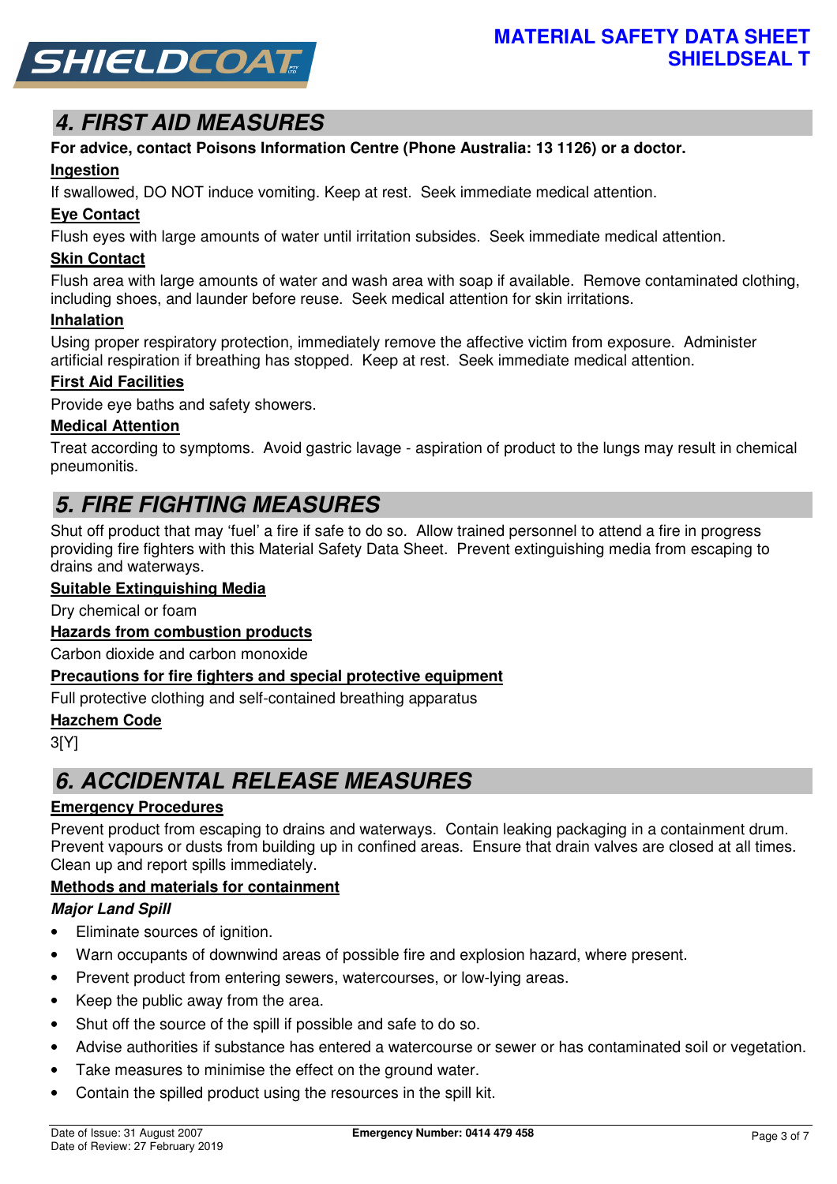## 4. FIRST AID MEASURES

**For advice, contact Poisons Information Centre (Phone Australia: 13 1126) or a doctor.**

**Ingestion**

If swallowed, DO NOT induce vomiting. Keep at rest. Seek immediate medical attention.

**Eye Contact**

Flush eyes with large amounts of water until irritation subsides. Seek immediate medical attention.

**Skin Contact**

Flush area with large amounts of water and wash area with soap if available. Remove contaminated clothing, including shoes, and launder before reuse. Seek medical attention for skin irritations.

**Inhalation**

Using proper respiratory protection, immediately remove the affective victim from exposure. Administer artificial respiration if breathing has stopped. Keep at rest. Seek immediate medical attention.

**First Aid Facilities**

Provide eye baths and safety showers.

**Medical Attention**

Treat according to symptoms. Avoid gastric lavage - aspiration of product to the lungs may result in chemical pneumonitis.

## 5. FIRE FIGHTING MEASURES

Shut off product that may 'fuel' a fire if safe to do so. Allow trained personnel to attend a fire in progress providing fire fighters with this Material Safety Data Sheet. Prevent extinguishing media from escaping to drains and waterways.

**Suitable Extinguishing Media**

Dry chemical or foam

**Hazards from combustion products**

Carbon dioxide and carbon monoxide

**Precautions for fire fighters and special protective equipment**

Full protective clothing and self-contained breathing apparatus

**Hazchem Code**

3[Y]

## 6. ACCIDENTAL RELEASE MEASURES

**Emergency Procedures**

Prevent product from escaping to drains and waterways. Contain leaking packaging in a containment drum. Prevent vapours or dusts from building up in confined areas. Ensure that drain valves are closed at all times. Clean up and report spills immediately.

**Methods and materials for containment**

***Major Land Spill***

- Eliminate sources of ignition.
- Warn occupants of downwind areas of possible fire and explosion hazard, where present.
- Prevent product from entering sewers, watercourses, or low-lying areas.
- Keep the public away from the area.
- Shut off the source of the spill if possible and safe to do so.
- Advise authorities if substance has entered a watercourse or sewer or has contaminated soil or vegetation.
- Take measures to minimise the effect on the ground water.
- Contain the spilled product using the resources in the spill kit.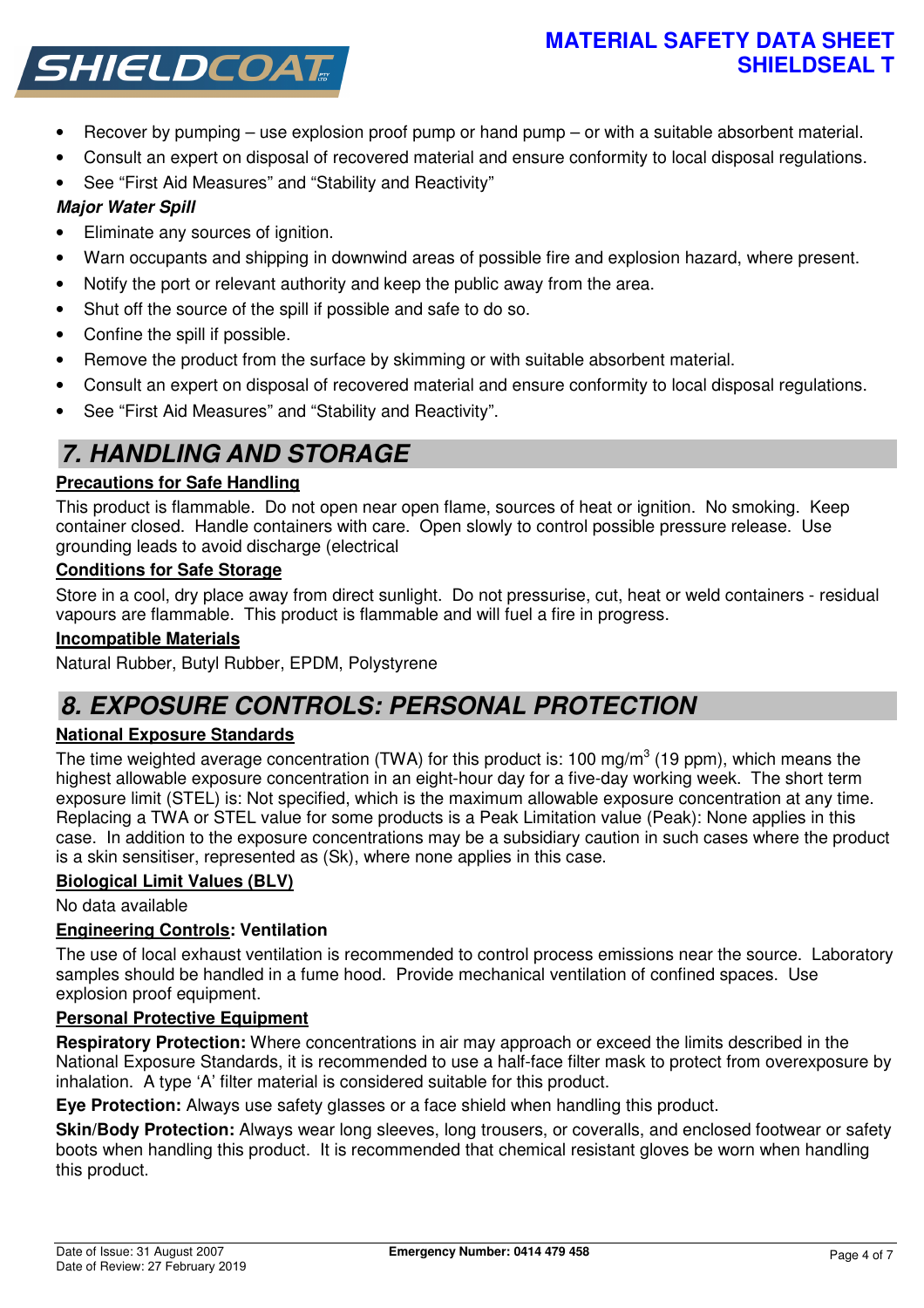- Recover by pumping – use explosion proof pump or hand pump – or with a suitable absorbent material.
- Consult an expert on disposal of recovered material and ensure conformity to local disposal regulations.
- See "First Aid Measures" and "Stability and Reactivity"

***Major Water Spill***

- Eliminate any sources of ignition.
- Warn occupants and shipping in downwind areas of possible fire and explosion hazard, where present.
- Notify the port or relevant authority and keep the public away from the area.
- Shut off the source of the spill if possible and safe to do so.
- Confine the spill if possible.
- Remove the product from the surface by skimming or with suitable absorbent material.
- Consult an expert on disposal of recovered material and ensure conformity to local disposal regulations.
- See "First Aid Measures" and "Stability and Reactivity".

## 7. HANDLING AND STORAGE

**Precautions for Safe Handling**

This product is flammable. Do not open near open flame, sources of heat or ignition. No smoking. Keep container closed. Handle containers with care. Open slowly to control possible pressure release. Use grounding leads to avoid discharge (electrical

**Conditions for Safe Storage**

Store in a cool, dry place away from direct sunlight. Do not pressurise, cut, heat or weld containers - residual vapours are flammable. This product is flammable and will fuel a fire in progress.

**Incompatible Materials**

Natural Rubber, Butyl Rubber, EPDM, Polystyrene

## 8. EXPOSURE CONTROLS: PERSONAL PROTECTION

**National Exposure Standards**

The time weighted average concentration (TWA) for this product is: 100 mg/$m^3$ (19 ppm), which means the highest allowable exposure concentration in an eight-hour day for a five-day working week. The short term exposure limit (STEL) is: Not specified, which is the maximum allowable exposure concentration at any time. Replacing a TWA or STEL value for some products is a Peak Limitation value (Peak): None applies in this case. In addition to the exposure concentrations may be a subsidiary caution in such cases where the product is a skin sensitiser, represented as (Sk), where none applies in this case.

**Biological Limit Values (BLV)**

No data available

**Engineering Controls: Ventilation**

The use of local exhaust ventilation is recommended to control process emissions near the source. Laboratory samples should be handled in a fume hood. Provide mechanical ventilation of confined spaces. Use explosion proof equipment.

**Personal Protective Equipment**

**Respiratory Protection:** Where concentrations in air may approach or exceed the limits described in the National Exposure Standards, it is recommended to use a half-face filter mask to protect from overexposure by inhalation. A type 'A' filter material is considered suitable for this product.

**Eye Protection:** Always use safety glasses or a face shield when handling this product.

**Skin/Body Protection:** Always wear long sleeves, long trousers, or coveralls, and enclosed footwear or safety boots when handling this product. It is recommended that chemical resistant gloves be worn when handling this product.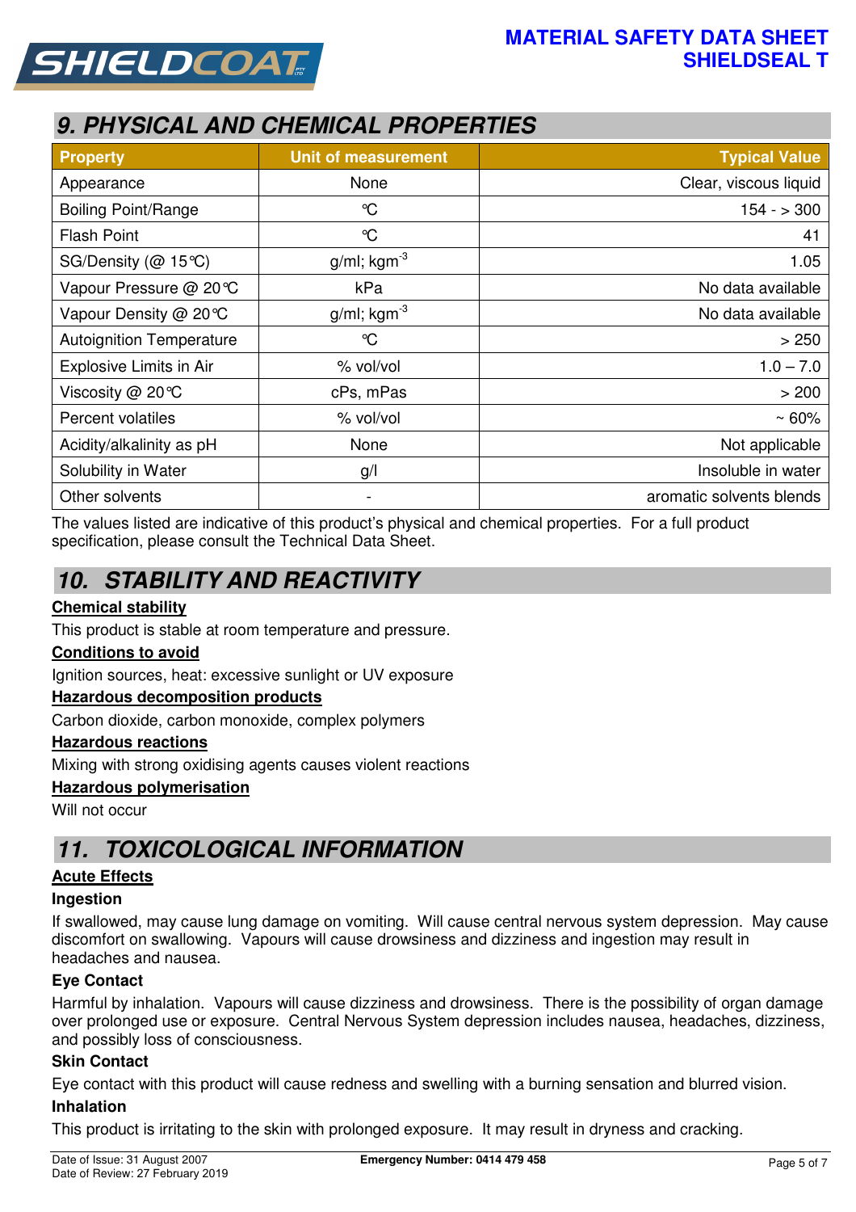## 9. PHYSICAL AND CHEMICAL PROPERTIES

| Property | Unit of measurement | Typical Value |
|---|---|---|
| Appearance | None | Clear, viscous liquid |
| Boiling Point/Range | ℃ | 154 - > 300 |
| Flash Point | ℃ | 41 |
| SG/Density (@ 15℃) | g/ml; kgm$^{-3}$ | 1.05 |
| Vapour Pressure @ 20℃ | kPa | No data available |
| Vapour Density @ 20℃ | g/ml; kgm$^{-3}$ | No data available |
| Autoignition Temperature | ℃ | > 250 |
| Explosive Limits in Air | % vol/vol | 1.0 – 7.0 |
| Viscosity @ 20℃ | cPs, mPas | > 200 |
| Percent volatiles | % vol/vol | ~ 60% |
| Acidity/alkalinity as pH | None | Not applicable |
| Solubility in Water | g/l | Insoluble in water |
| Other solvents | - | aromatic solvents blends |

The values listed are indicative of this product's physical and chemical properties. For a full product specification, please consult the Technical Data Sheet.

## 10. STABILITY AND REACTIVITY

**Chemical stability**

This product is stable at room temperature and pressure.

**Conditions to avoid**

Ignition sources, heat: excessive sunlight or UV exposure

**Hazardous decomposition products**

Carbon dioxide, carbon monoxide, complex polymers

**Hazardous reactions**

Mixing with strong oxidising agents causes violent reactions

**Hazardous polymerisation**

Will not occur

## 11. TOXICOLOGICAL INFORMATION

**Acute Effects**

**Ingestion**

If swallowed, may cause lung damage on vomiting. Will cause central nervous system depression. May cause discomfort on swallowing. Vapours will cause drowsiness and dizziness and ingestion may result in headaches and nausea.

**Eye Contact**

Harmful by inhalation. Vapours will cause dizziness and drowsiness. There is the possibility of organ damage over prolonged use or exposure. Central Nervous System depression includes nausea, headaches, dizziness, and possibly loss of consciousness.

**Skin Contact**

Eye contact with this product will cause redness and swelling with a burning sensation and blurred vision.

**Inhalation**

This product is irritating to the skin with prolonged exposure. It may result in dryness and cracking.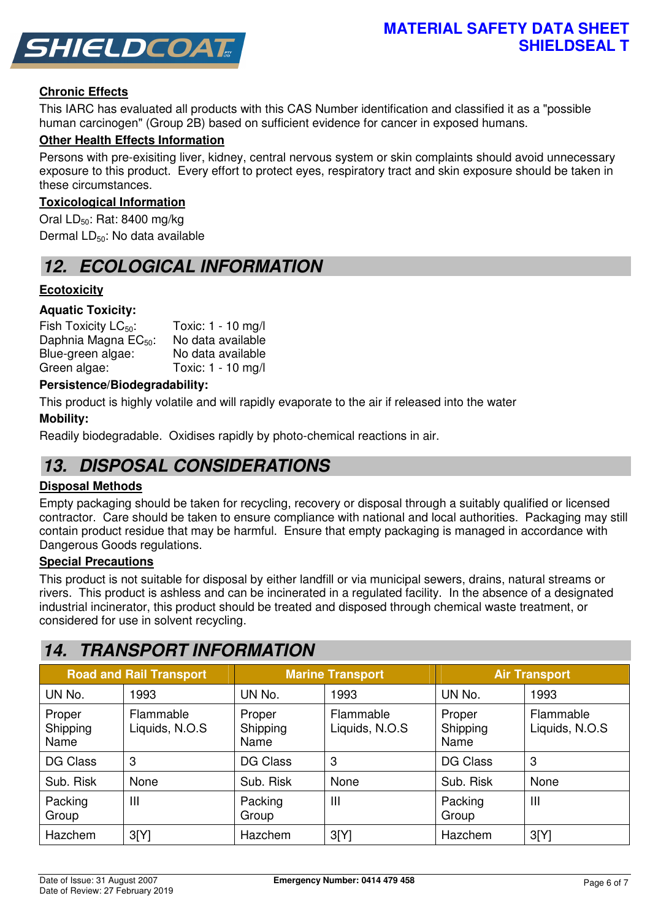### Chronic Effects

This IARC has evaluated all products with this CAS Number identification and classified it as a "possible human carcinogen" (Group 2B) based on sufficient evidence for cancer in exposed humans.

### Other Health Effects Information

Persons with pre-exisiting liver, kidney, central nervous system or skin complaints should avoid unnecessary exposure to this product. Every effort to protect eyes, respiratory tract and skin exposure should be taken in these circumstances.

### Toxicological Information

Oral $LD_{50}$: Rat: 8400 mg/kg

Dermal $LD_{50}$: No data available

## 12. ECOLOGICAL INFORMATION

### Ecotoxicity

**Aquatic Toxicity:**

Fish Toxicity $LC_{50}$: Toxic: 1 - 10 mg/l
Daphnia Magna $EC_{50}$: No data available
Blue-green algae: No data available
Green algae: Toxic: 1 - 10 mg/l

**Persistence/Biodegradability:**

This product is highly volatile and will rapidly evaporate to the air if released into the water

**Mobility:**

Readily biodegradable. Oxidises rapidly by photo-chemical reactions in air.

## 13. DISPOSAL CONSIDERATIONS

### Disposal Methods

Empty packaging should be taken for recycling, recovery or disposal through a suitably qualified or licensed contractor. Care should be taken to ensure compliance with national and local authorities. Packaging may still contain product residue that may be harmful. Ensure that empty packaging is managed in accordance with Dangerous Goods regulations.

### Special Precautions

This product is not suitable for disposal by either landfill or via municipal sewers, drains, natural streams or rivers. This product is ashless and can be incinerated in a regulated facility. In the absence of a designated industrial incinerator, this product should be treated and disposed through chemical waste treatment, or considered for use in solvent recycling.

## 14. TRANSPORT INFORMATION

| Road and Rail Transport | | Marine Transport | | Air Transport | |
|---|---|---|---|---|---|
| UN No. | 1993 | UN No. | 1993 | UN No. | 1993 |
| Proper Shipping Name | Flammable Liquids, N.O.S | Proper Shipping Name | Flammable Liquids, N.O.S | Proper Shipping Name | Flammable Liquids, N.O.S |
| DG Class | 3 | DG Class | 3 | DG Class | 3 |
| Sub. Risk | None | Sub. Risk | None | Sub. Risk | None |
| Packing Group | III | Packing Group | III | Packing Group | III |
| Hazchem | 3[Y] | Hazchem | 3[Y] | Hazchem | 3[Y] |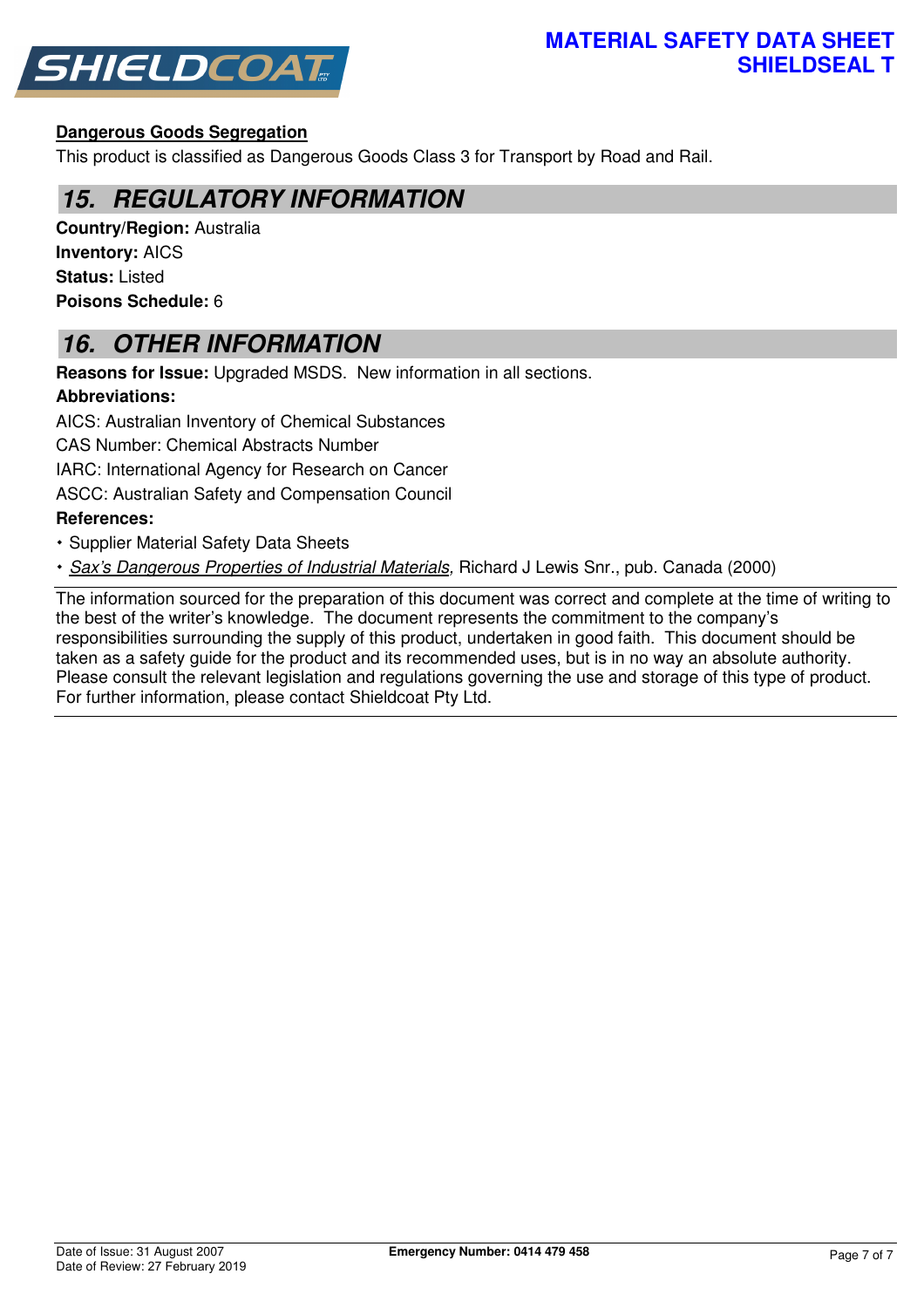**Dangerous Goods Segregation**

This product is classified as Dangerous Goods Class 3 for Transport by Road and Rail.

## 15. REGULATORY INFORMATION

**Country/Region:** Australia
**Inventory:** AICS
**Status:** Listed
**Poisons Schedule:** 6

## 16. OTHER INFORMATION

**Reasons for Issue:** Upgraded MSDS. New information in all sections.

**Abbreviations:**

AICS: Australian Inventory of Chemical Substances

CAS Number: Chemical Abstracts Number

IARC: International Agency for Research on Cancer

ASCC: Australian Safety and Compensation Council

**References:**

- Supplier Material Safety Data Sheets
- *Sax's Dangerous Properties of Industrial Materials*, Richard J Lewis Snr., pub. Canada (2000)

The information sourced for the preparation of this document was correct and complete at the time of writing to the best of the writer's knowledge. The document represents the commitment to the company's responsibilities surrounding the supply of this product, undertaken in good faith. This document should be taken as a safety guide for the product and its recommended uses, but is in no way an absolute authority. Please consult the relevant legislation and regulations governing the use and storage of this type of product. For further information, please contact Shieldcoat Pty Ltd.